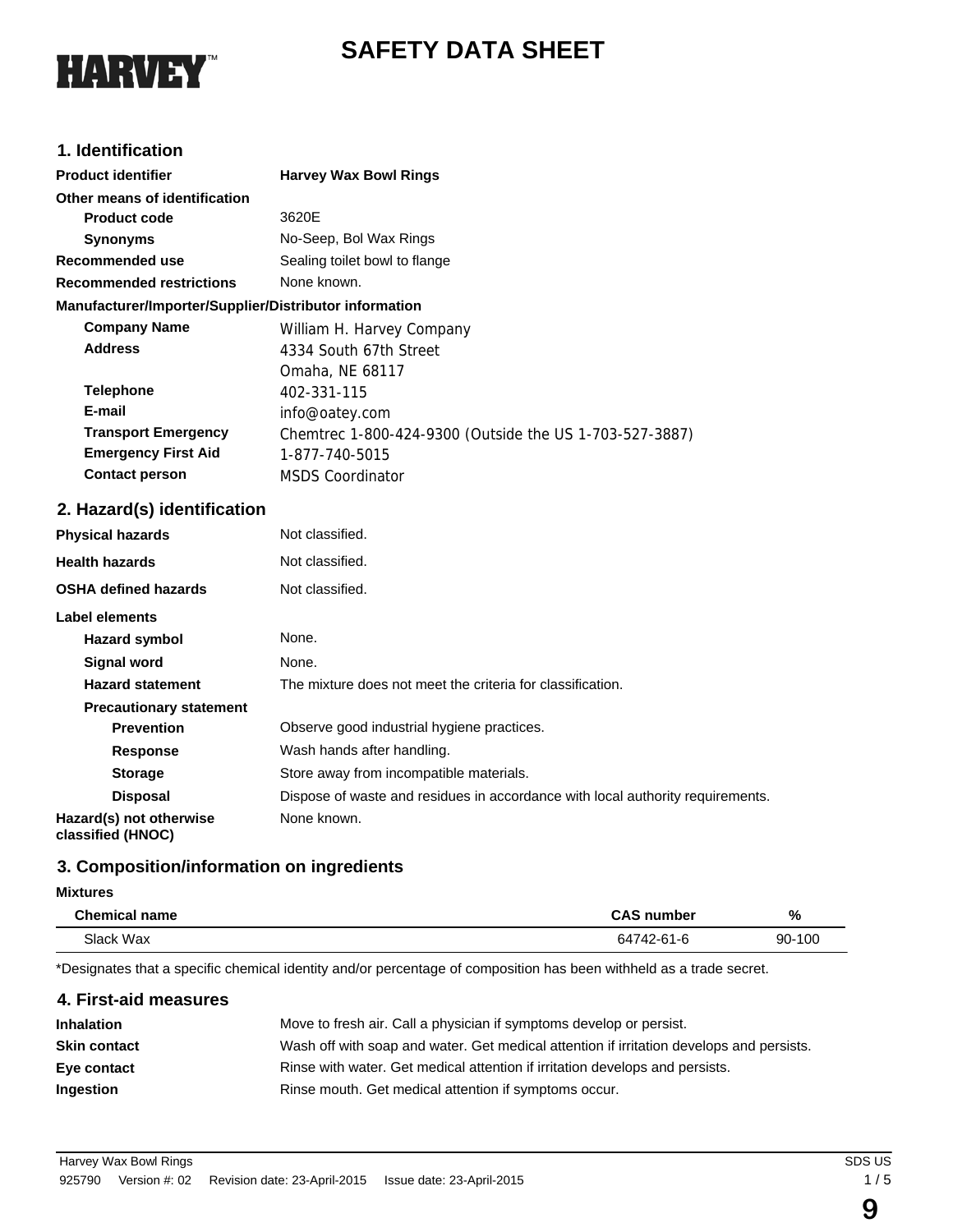HARVEY™

# SAFETY DATA SHEET

## 1. Identification

| | |
|---|---|
| **Product identifier** | **Harvey Wax Bowl Rings** |
| **Other means of identification** | |
| **Product code** | 3620E |
| **Synonyms** | No-Seep, Bol Wax Rings |
| **Recommended use** | Sealing toilet bowl to flange |
| **Recommended restrictions** | None known. |

**Manufacturer/Importer/Supplier/Distributor information**

| | |
|---|---|
| **Company Name** | William H. Harvey Company |
| **Address** | 4334 South 67th Street<br>Omaha, NE 68117 |
| **Telephone** | 402-331-115 |
| **E-mail** | info@oatey.com |
| **Transport Emergency** | Chemtrec 1-800-424-9300 (Outside the US 1-703-527-3887) |
| **Emergency First Aid** | 1-877-740-5015 |
| **Contact person** | MSDS Coordinator |

## 2. Hazard(s) identification

| | |
|---|---|
| **Physical hazards** | Not classified. |
| **Health hazards** | Not classified. |
| **OSHA defined hazards** | Not classified. |

**Label elements**

| | |
|---|---|
| **Hazard symbol** | None. |
| **Signal word** | None. |
| **Hazard statement** | The mixture does not meet the criteria for classification. |
| **Precautionary statement** | |
| **Prevention** | Observe good industrial hygiene practices. |
| **Response** | Wash hands after handling. |
| **Storage** | Store away from incompatible materials. |
| **Disposal** | Dispose of waste and residues in accordance with local authority requirements. |
| **Hazard(s) not otherwise classified (HNOC)** | None known. |

## 3. Composition/information on ingredients

**Mixtures**

| Chemical name | CAS number | % |
|---|---|---|
| Slack Wax | 64742-61-6 | 90-100 |

*Designates that a specific chemical identity and/or percentage of composition has been withheld as a trade secret.

## 4. First-aid measures

| | |
|---|---|
| **Inhalation** | Move to fresh air. Call a physician if symptoms develop or persist. |
| **Skin contact** | Wash off with soap and water. Get medical attention if irritation develops and persists. |
| **Eye contact** | Rinse with water. Get medical attention if irritation develops and persists. |
| **Ingestion** | Rinse mouth. Get medical attention if symptoms occur. |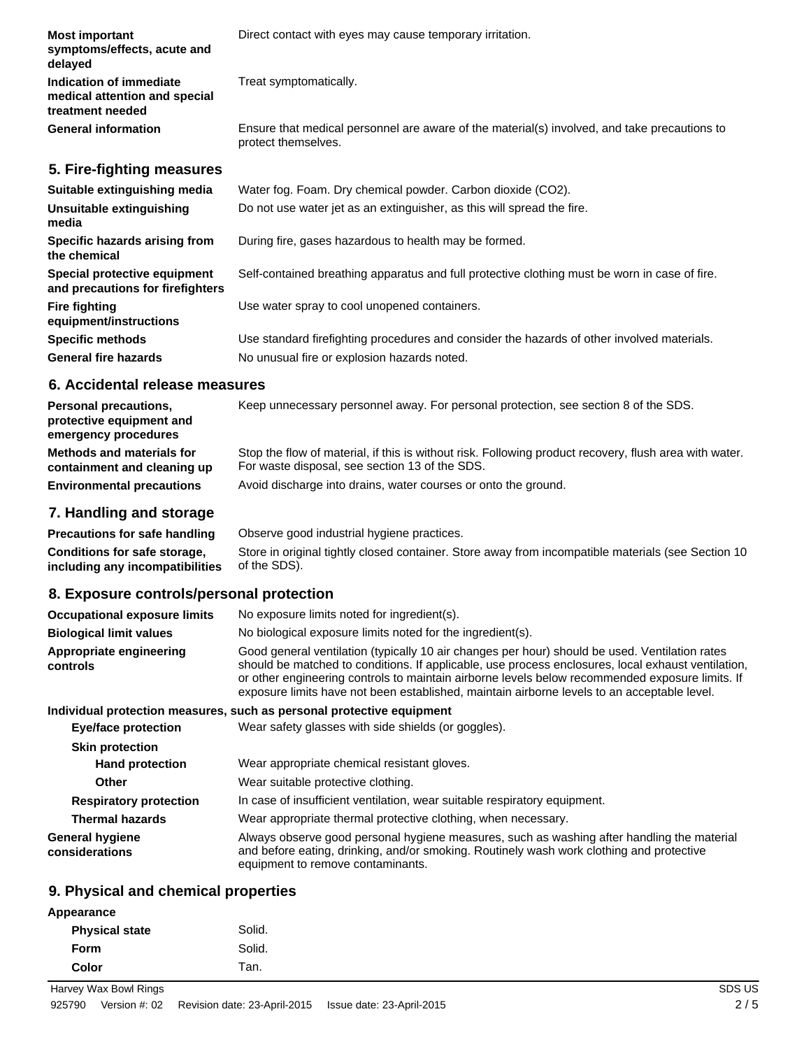| | |
|---|---|
| **Most important symptoms/effects, acute and delayed** | Direct contact with eyes may cause temporary irritation. |
| **Indication of immediate medical attention and special treatment needed** | Treat symptomatically. |
| **General information** | Ensure that medical personnel are aware of the material(s) involved, and take precautions to protect themselves. |

## 5. Fire-fighting measures

| | |
|---|---|
| **Suitable extinguishing media** | Water fog. Foam. Dry chemical powder. Carbon dioxide ($CO_2$). |
| **Unsuitable extinguishing media** | Do not use water jet as an extinguisher, as this will spread the fire. |
| **Specific hazards arising from the chemical** | During fire, gases hazardous to health may be formed. |
| **Special protective equipment and precautions for firefighters** | Self-contained breathing apparatus and full protective clothing must be worn in case of fire. |
| **Fire fighting equipment/instructions** | Use water spray to cool unopened containers. |
| **Specific methods** | Use standard firefighting procedures and consider the hazards of other involved materials. |
| **General fire hazards** | No unusual fire or explosion hazards noted. |

## 6. Accidental release measures

| | |
|---|---|
| **Personal precautions, protective equipment and emergency procedures** | Keep unnecessary personnel away. For personal protection, see section 8 of the SDS. |
| **Methods and materials for containment and cleaning up** | Stop the flow of material, if this is without risk. Following product recovery, flush area with water. For waste disposal, see section 13 of the SDS. |
| **Environmental precautions** | Avoid discharge into drains, water courses or onto the ground. |

## 7. Handling and storage

| | |
|---|---|
| **Precautions for safe handling** | Observe good industrial hygiene practices. |
| **Conditions for safe storage, including any incompatibilities** | Store in original tightly closed container. Store away from incompatible materials (see Section 10 of the SDS). |

## 8. Exposure controls/personal protection

| | |
|---|---|
| **Occupational exposure limits** | No exposure limits noted for ingredient(s). |
| **Biological limit values** | No biological exposure limits noted for the ingredient(s). |
| **Appropriate engineering controls** | Good general ventilation (typically 10 air changes per hour) should be used. Ventilation rates should be matched to conditions. If applicable, use process enclosures, local exhaust ventilation, or other engineering controls to maintain airborne levels below recommended exposure limits. If exposure limits have not been established, maintain airborne levels to an acceptable level. |

**Individual protection measures, such as personal protective equipment**

| | |
|---|---|
| **Eye/face protection** | Wear safety glasses with side shields (or goggles). |
| **Skin protection** | |
| **Hand protection** | Wear appropriate chemical resistant gloves. |
| **Other** | Wear suitable protective clothing. |
| **Respiratory protection** | In case of insufficient ventilation, wear suitable respiratory equipment. |
| **Thermal hazards** | Wear appropriate thermal protective clothing, when necessary. |
| **General hygiene considerations** | Always observe good personal hygiene measures, such as washing after handling the material and before eating, drinking, and/or smoking. Routinely wash work clothing and protective equipment to remove contaminants. |

## 9. Physical and chemical properties

**Appearance**

| | |
|---|---|
| **Physical state** | Solid. |
| **Form** | Solid. |
| **Color** | Tan. |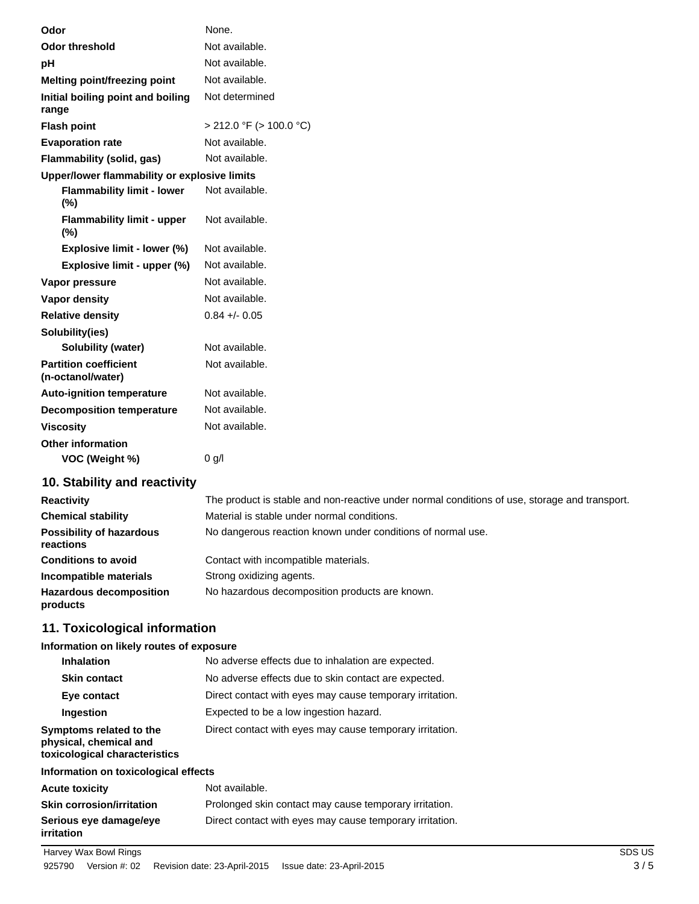| | |
|---|---|
| **Odor** | None. |
| **Odor threshold** | Not available. |
| **pH** | Not available. |
| **Melting point/freezing point** | Not available. |
| **Initial boiling point and boiling range** | Not determined |
| **Flash point** | > 212.0 °F (> 100.0 °C) |
| **Evaporation rate** | Not available. |
| **Flammability (solid, gas)** | Not available. |
| **Upper/lower flammability or explosive limits** | |
| **Flammability limit - lower (%)** | Not available. |
| **Flammability limit - upper (%)** | Not available. |
| **Explosive limit - lower (%)** | Not available. |
| **Explosive limit - upper (%)** | Not available. |
| **Vapor pressure** | Not available. |
| **Vapor density** | Not available. |
| **Relative density** | 0.84 +/- 0.05 |
| **Solubility(ies)** | |
| **Solubility (water)** | Not available. |
| **Partition coefficient (n-octanol/water)** | Not available. |
| **Auto-ignition temperature** | Not available. |
| **Decomposition temperature** | Not available. |
| **Viscosity** | Not available. |
| **Other information** | |
| **VOC (Weight %)** | 0 g/l |

## 10. Stability and reactivity

| | |
|---|---|
| **Reactivity** | The product is stable and non-reactive under normal conditions of use, storage and transport. |
| **Chemical stability** | Material is stable under normal conditions. |
| **Possibility of hazardous reactions** | No dangerous reaction known under conditions of normal use. |
| **Conditions to avoid** | Contact with incompatible materials. |
| **Incompatible materials** | Strong oxidizing agents. |
| **Hazardous decomposition products** | No hazardous decomposition products are known. |

## 11. Toxicological information

**Information on likely routes of exposure**

| | |
|---|---|
| **Inhalation** | No adverse effects due to inhalation are expected. |
| **Skin contact** | No adverse effects due to skin contact are expected. |
| **Eye contact** | Direct contact with eyes may cause temporary irritation. |
| **Ingestion** | Expected to be a low ingestion hazard. |
| **Symptoms related to the physical, chemical and toxicological characteristics** | Direct contact with eyes may cause temporary irritation. |

**Information on toxicological effects**

| | |
|---|---|
| **Acute toxicity** | Not available. |
| **Skin corrosion/irritation** | Prolonged skin contact may cause temporary irritation. |
| **Serious eye damage/eye irritation** | Direct contact with eyes may cause temporary irritation. |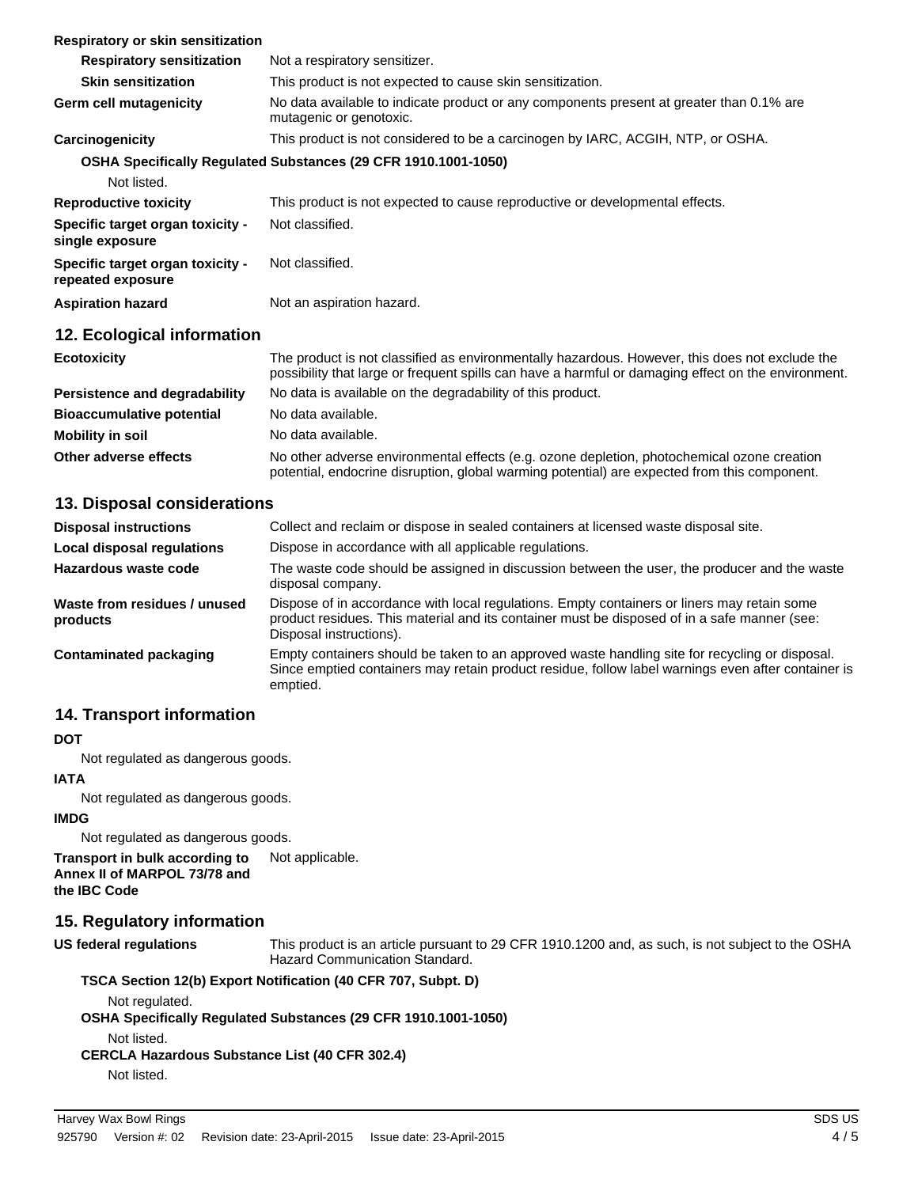**Respiratory or skin sensitization**

| | |
|---|---|
| **Respiratory sensitization** | Not a respiratory sensitizer. |
| **Skin sensitization** | This product is not expected to cause skin sensitization. |
| **Germ cell mutagenicity** | No data available to indicate product or any components present at greater than 0.1% are mutagenic or genotoxic. |
| **Carcinogenicity** | This product is not considered to be a carcinogen by IARC, ACGIH, NTP, or OSHA. |

**OSHA Specifically Regulated Substances (29 CFR 1910.1001-1050)**

Not listed.

| | |
|---|---|
| **Reproductive toxicity** | This product is not expected to cause reproductive or developmental effects. |
| **Specific target organ toxicity - single exposure** | Not classified. |
| **Specific target organ toxicity - repeated exposure** | Not classified. |
| **Aspiration hazard** | Not an aspiration hazard. |

## 12. Ecological information

| | |
|---|---|
| **Ecotoxicity** | The product is not classified as environmentally hazardous. However, this does not exclude the possibility that large or frequent spills can have a harmful or damaging effect on the environment. |
| **Persistence and degradability** | No data is available on the degradability of this product. |
| **Bioaccumulative potential** | No data available. |
| **Mobility in soil** | No data available. |
| **Other adverse effects** | No other adverse environmental effects (e.g. ozone depletion, photochemical ozone creation potential, endocrine disruption, global warming potential) are expected from this component. |

## 13. Disposal considerations

| | |
|---|---|
| **Disposal instructions** | Collect and reclaim or dispose in sealed containers at licensed waste disposal site. |
| **Local disposal regulations** | Dispose in accordance with all applicable regulations. |
| **Hazardous waste code** | The waste code should be assigned in discussion between the user, the producer and the waste disposal company. |
| **Waste from residues / unused products** | Dispose of in accordance with local regulations. Empty containers or liners may retain some product residues. This material and its container must be disposed of in a safe manner (see: Disposal instructions). |
| **Contaminated packaging** | Empty containers should be taken to an approved waste handling site for recycling or disposal. Since emptied containers may retain product residue, follow label warnings even after container is emptied. |

## 14. Transport information

**DOT**

Not regulated as dangerous goods.

**IATA**

Not regulated as dangerous goods.

**IMDG**

Not regulated as dangerous goods.

| | |
|---|---|
| **Transport in bulk according to Annex II of MARPOL 73/78 and the IBC Code** | Not applicable. |

## 15. Regulatory information

| | |
|---|---|
| **US federal regulations** | This product is an article pursuant to 29 CFR 1910.1200 and, as such, is not subject to the OSHA Hazard Communication Standard. |

**TSCA Section 12(b) Export Notification (40 CFR 707, Subpt. D)**

Not regulated.

**OSHA Specifically Regulated Substances (29 CFR 1910.1001-1050)**

Not listed.

**CERCLA Hazardous Substance List (40 CFR 302.4)**

Not listed.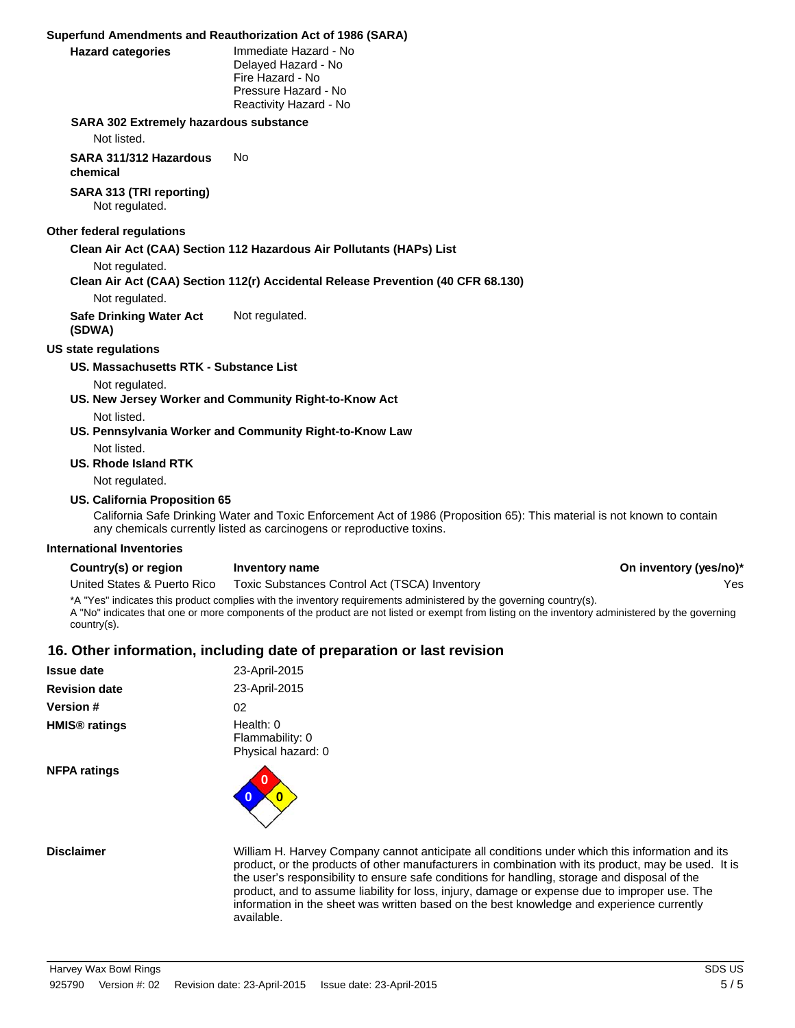**Superfund Amendments and Reauthorization Act of 1986 (SARA)**

**Hazard categories** Immediate Hazard - No
Delayed Hazard - No
Fire Hazard - No
Pressure Hazard - No
Reactivity Hazard - No

**SARA 302 Extremely hazardous substance**

Not listed.

**SARA 311/312 Hazardous chemical** No

**SARA 313 (TRI reporting)**

Not regulated.

**Other federal regulations**

**Clean Air Act (CAA) Section 112 Hazardous Air Pollutants (HAPs) List**

Not regulated.

**Clean Air Act (CAA) Section 112(r) Accidental Release Prevention (40 CFR 68.130)**

Not regulated.

**Safe Drinking Water Act (SDWA)** Not regulated.

**US state regulations**

**US. Massachusetts RTK - Substance List**

Not regulated.

**US. New Jersey Worker and Community Right-to-Know Act**

Not listed.

**US. Pennsylvania Worker and Community Right-to-Know Law**

Not listed.

**US. Rhode Island RTK**

Not regulated.

**US. California Proposition 65**

California Safe Drinking Water and Toxic Enforcement Act of 1986 (Proposition 65): This material is not known to contain any chemicals currently listed as carcinogens or reproductive toxins.

**International Inventories**

| Country(s) or region | Inventory name | On inventory (yes/no)* |
|---|---|---|
| United States & Puerto Rico | Toxic Substances Control Act (TSCA) Inventory | Yes |

*A "Yes" indicates this product complies with the inventory requirements administered by the governing country(s).
A "No" indicates that one or more components of the product are not listed or exempt from listing on the inventory administered by the governing country(s).

## 16. Other information, including date of preparation or last revision

**Issue date** 23-April-2015

**Revision date** 23-April-2015

**Version #** 02

**HMIS® ratings** Health: 0
Flammability: 0
Physical hazard: 0

**NFPA ratings**

0
0 0

**Disclaimer** William H. Harvey Company cannot anticipate all conditions under which this information and its product, or the products of other manufacturers in combination with its product, may be used. It is the user's responsibility to ensure safe conditions for handling, storage and disposal of the product, and to assume liability for loss, injury, damage or expense due to improper use. The information in the sheet was written based on the best knowledge and experience currently available.